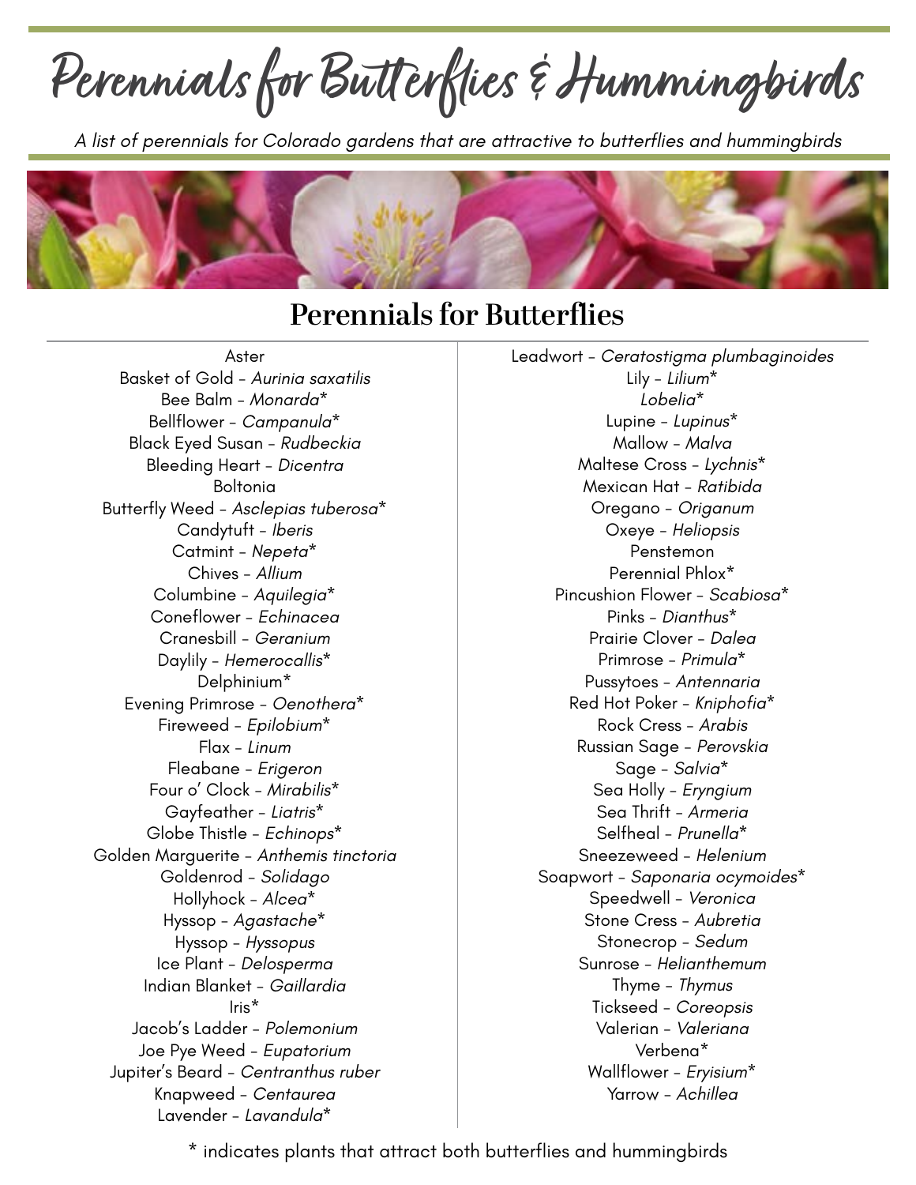# Perennials for Butterflies & Hummingbirds

*A list of perennials for Colorado gardens that are attractive to butterflies and hummingbirds*

## Perennials for Butterflies

Aster
Basket of Gold – *Aurinia saxatilis*
Bee Balm – *Monarda**
Bellflower – *Campanula**
Black Eyed Susan – *Rudbeckia*
Bleeding Heart – *Dicentra*
Boltonia
Butterfly Weed – *Asclepias tuberosa**
Candytuft – *Iberis*
Catmint – *Nepeta**
Chives – *Allium*
Columbine – *Aquilegia**
Coneflower – *Echinacea*
Cranesbill – *Geranium*
Daylily – *Hemerocallis**
Delphinium*
Evening Primrose – *Oenothera**
Fireweed – *Epilobium**
Flax – *Linum*
Fleabane – *Erigeron*
Four o' Clock – *Mirabilis**
Gayfeather – *Liatris**
Globe Thistle – *Echinops**
Golden Marguerite – *Anthemis tinctoria*
Goldenrod – *Solidago*
Hollyhock – *Alcea**
Hyssop – *Agastache**
Hyssop – *Hyssopus*
Ice Plant – *Delosperma*
Indian Blanket – *Gaillardia*
Iris*
Jacob's Ladder – *Polemonium*
Joe Pye Weed – *Eupatorium*
Jupiter's Beard – *Centranthus ruber*
Knapweed – *Centaurea*
Lavender – *Lavandula**
Leadwort – *Ceratostigma plumbaginoides*
Lily – *Lilium**
*Lobelia**
Lupine – *Lupinus**
Mallow – *Malva*
Maltese Cross – *Lychnis**
Mexican Hat – *Ratibida*
Oregano – *Origanum*
Oxeye – *Heliopsis*
Penstemon
Perennial Phlox*
Pincushion Flower – *Scabiosa**
Pinks – *Dianthus**
Prairie Clover – *Dalea*
Primrose – *Primula**
Pussytoes – *Antennaria*
Red Hot Poker – *Kniphofia**
Rock Cress – *Arabis*
Russian Sage – *Perovskia*
Sage – *Salvia**
Sea Holly – *Eryngium*
Sea Thrift – *Armeria*
Selfheal – *Prunella**
Sneezeweed – *Helenium*
Soapwort – *Saponaria ocymoides**
Speedwell – *Veronica*
Stone Cress – *Aubretia*
Stonecrop – *Sedum*
Sunrose – *Helianthemum*
Thyme – *Thymus*
Tickseed – *Coreopsis*
Valerian – *Valeriana*
Verbena*
Wallflower – *Eryisium**
Yarrow – *Achillea*

\* indicates plants that attract both butterflies and hummingbirds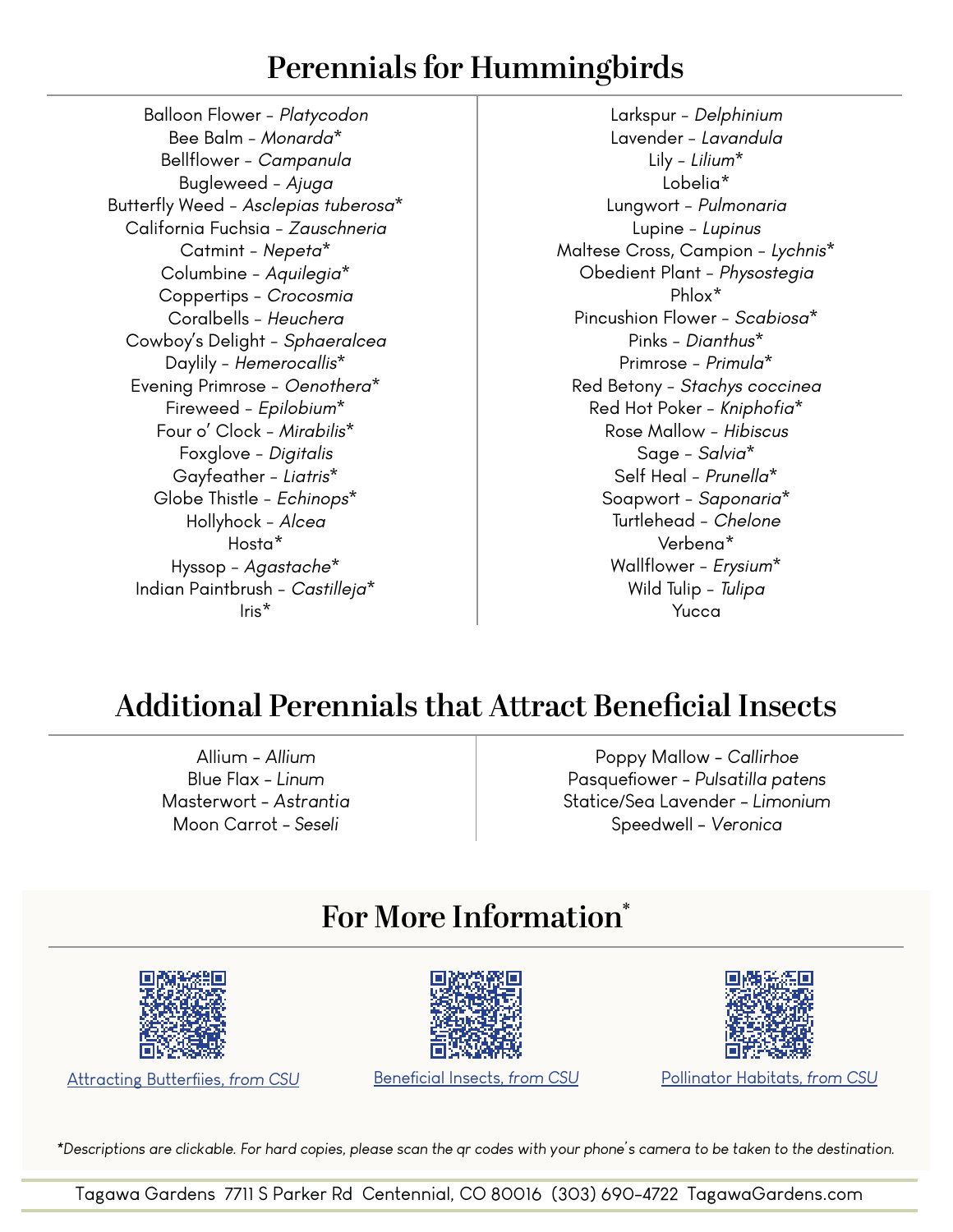## Perennials for Hummingbirds

Balloon Flower – *Platycodon*
Bee Balm – *Monarda**
Bellflower – *Campanula*
Bugleweed – *Ajuga*
Butterfly Weed – *Asclepias tuberosa**
California Fuchsia – *Zauschneria*
Catmint – *Nepeta**
Columbine – *Aquilegia**
Coppertips – *Crocosmia*
Coralbells – *Heuchera*
Cowboy's Delight – *Sphaeralcea*
Daylily – *Hemerocallis**
Evening Primrose – *Oenothera**
Fireweed – *Epilobium**
Four o' Clock – *Mirabilis**
Foxglove – *Digitalis*
Gayfeather – *Liatris**
Globe Thistle – *Echinops**
Hollyhock – *Alcea*
Hosta*
Hyssop – *Agastache**
Indian Paintbrush – *Castilleja**
Iris*
Larkspur – *Delphinium*
Lavender – *Lavandula*
Lily – *Lilium**
Lobelia*
Lungwort – *Pulmonaria*
Lupine – *Lupinus*
Maltese Cross, Campion – *Lychnis**
Obedient Plant – *Physostegia*
Phlox*
Pincushion Flower – *Scabiosa**
Pinks – *Dianthus**
Primrose – *Primula**
Red Betony – *Stachys coccinea*
Red Hot Poker – *Kniphofia**
Rose Mallow – *Hibiscus*
Sage – *Salvia**
Self Heal – *Prunella**
Soapwort – *Saponaria**
Turtlehead – *Chelone*
Verbena*
Wallflower – *Erysium**
Wild Tulip – *Tulipa*
Yucca

## Additional Perennials that Attract Beneficial Insects

Allium – *Allium*
Blue Flax – *Linum*
Masterwort – *Astrantia*
Moon Carrot – *Seseli*
Poppy Mallow – *Callirhoe*
Pasquefiower – *Pulsatilla patens*
Statice/Sea Lavender – *Limonium*
Speedwell – *Veronica*

## For More Information*

Attracting Butterfiies, *from CSU*

Beneficial Insects, *from CSU*

Pollinator Habitats, *from CSU*

*\*Descriptions are clickable. For hard copies, please scan the qr codes with your phone's camera to be taken to the destination.*

Tagawa Gardens 7711 S Parker Rd Centennial, CO 80016 (303) 690-4722 TagawaGardens.com